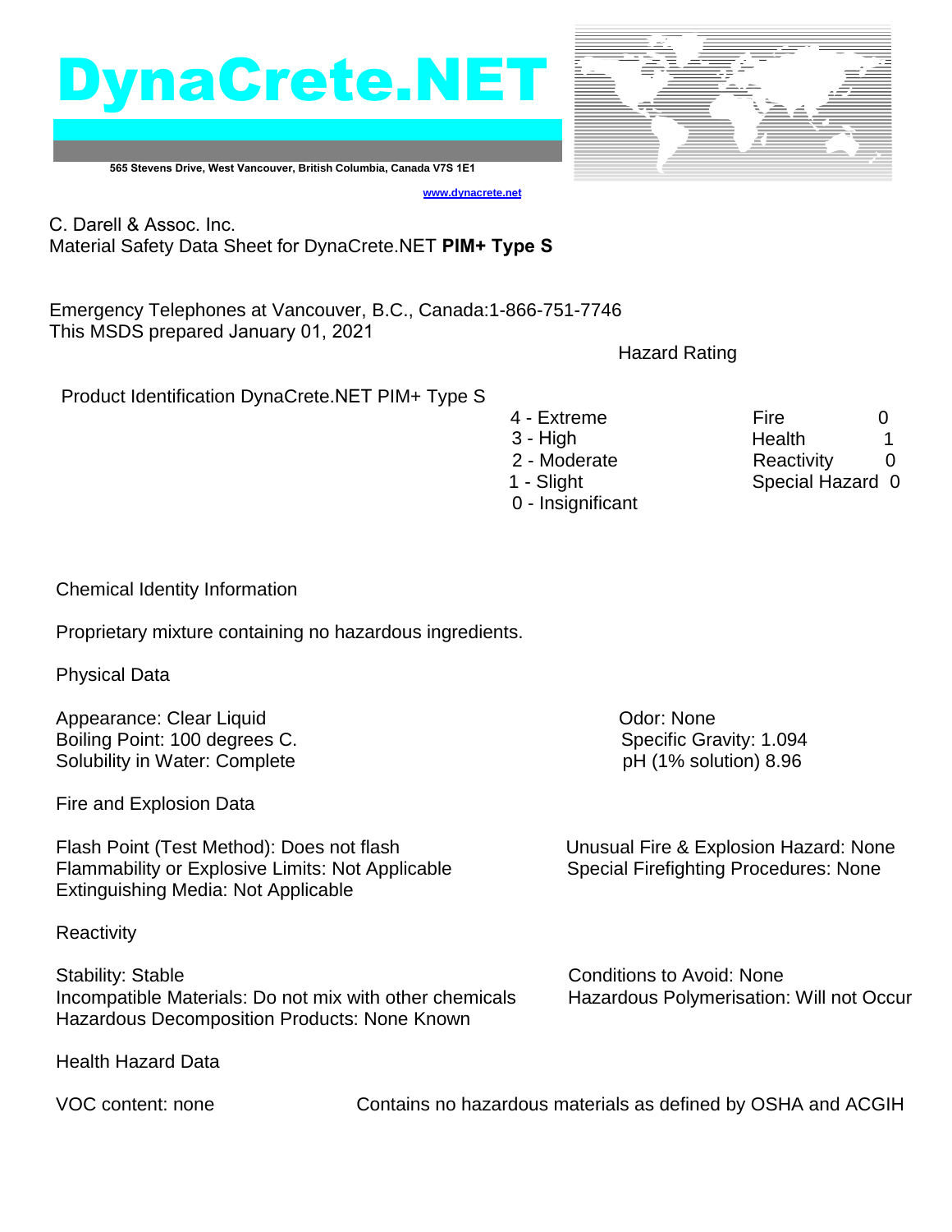# DynaCrete.NET

565 Stevens Drive, West Vancouver, British Columbia, Canada V7S 1E1

www.dynacrete.net

C. Darell & Assoc. Inc.
Material Safety Data Sheet for DynaCrete.NET **PIM+ Type S**

Emergency Telephones at Vancouver, B.C., Canada:1-866-751-7746
This MSDS prepared January 01, 2021

Product Identification DynaCrete.NET PIM+ Type S

**Hazard Rating**

| Scale | Hazard | Rating |
|---|---|---|
| 4 - Extreme | Fire | 0 |
| 3 - High | Health | 1 |
| 2 - Moderate | Reactivity | 0 |
| 1 - Slight | Special Hazard | 0 |
| 0 - Insignificant | | |

## Chemical Identity Information

Proprietary mixture containing no hazardous ingredients.

## Physical Data

Appearance: Clear Liquid
Boiling Point: 100 degrees C.
Solubility in Water: Complete

Odor: None
Specific Gravity: 1.094
pH (1% solution) 8.96

## Fire and Explosion Data

Flash Point (Test Method): Does not flash
Flammability or Explosive Limits: Not Applicable
Extinguishing Media: Not Applicable

Unusual Fire & Explosion Hazard: None
Special Firefighting Procedures: None

## Reactivity

Stability: Stable
Incompatible Materials: Do not mix with other chemicals
Hazardous Decomposition Products: None Known

Conditions to Avoid: None
Hazardous Polymerisation: Will not Occur

## Health Hazard Data

VOC content: none

Contains no hazardous materials as defined by OSHA and ACGIH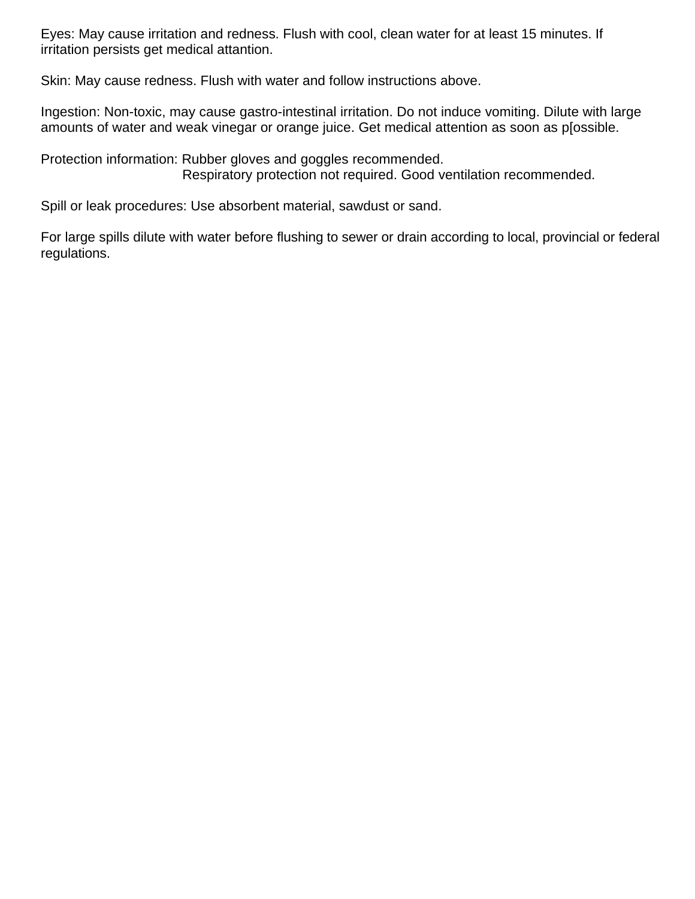Eyes: May cause irritation and redness. Flush with cool, clean water for at least 15 minutes. If irritation persists get medical attantion.

Skin: May cause redness. Flush with water and follow instructions above.

Ingestion: Non-toxic, may cause gastro-intestinal irritation. Do not induce vomiting. Dilute with large amounts of water and weak vinegar or orange juice. Get medical attention as soon as p[ossible.

Protection information: Rubber gloves and goggles recommended.
Respiratory protection not required. Good ventilation recommended.

Spill or leak procedures: Use absorbent material, sawdust or sand.

For large spills dilute with water before flushing to sewer or drain according to local, provincial or federal regulations.